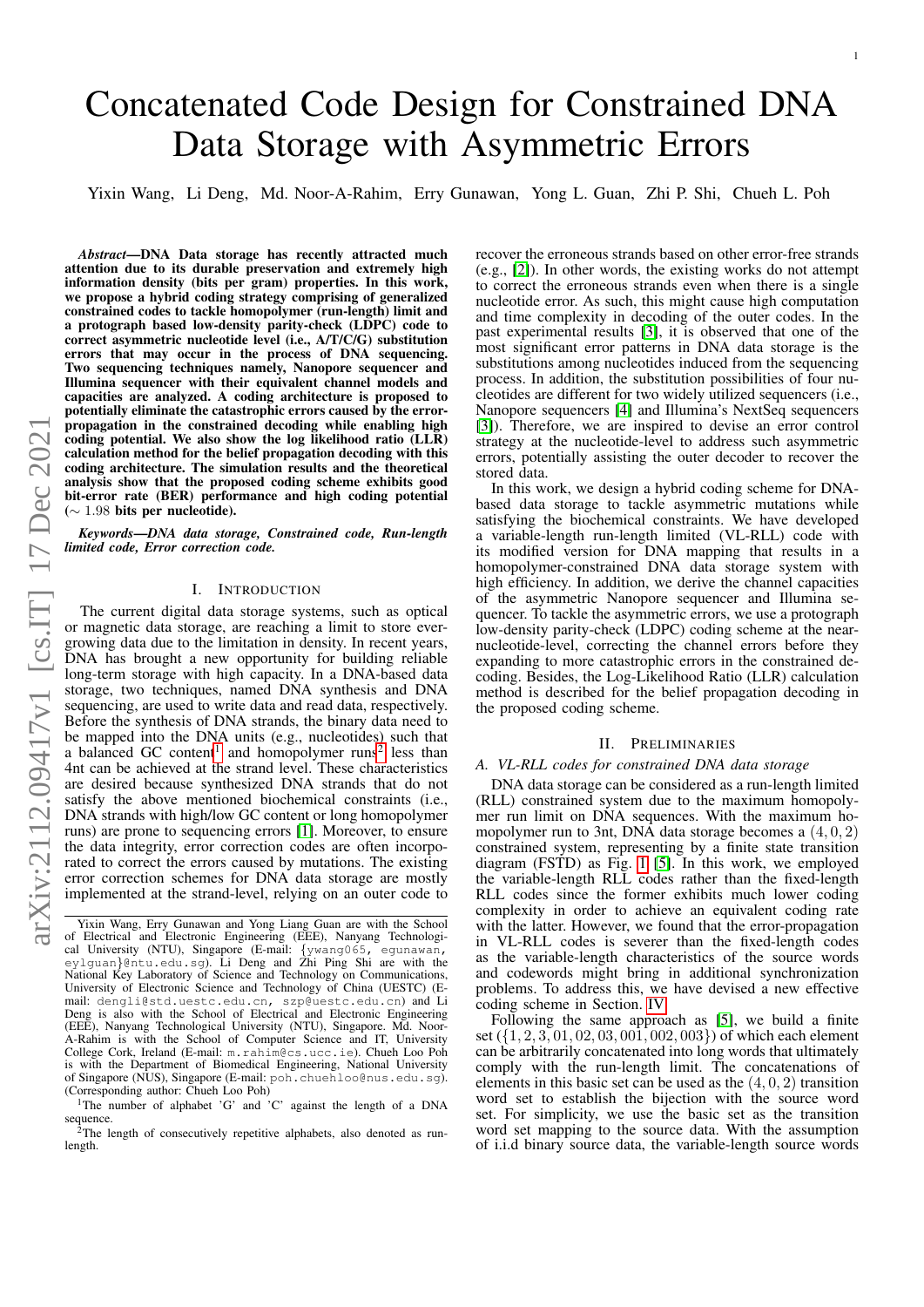# Concatenated Code Design for Constrained DNA Data Storage with Asymmetric Errors

Yixin Wang, Li Deng, Md. Noor-A-Rahim, Erry Gunawan, Yong L. Guan, Zhi P. Shi, Chueh L. Poh

***Abstract*—DNA Data storage has recently attracted much attention due to its durable preservation and extremely high information density (bits per gram) properties. In this work, we propose a hybrid coding strategy comprising of generalized constrained codes to tackle homopolymer (run-length) limit and a protograph based low-density parity-check (LDPC) code to correct asymmetric nucleotide level (i.e., A/T/C/G) substitution errors that may occur in the process of DNA sequencing. Two sequencing techniques namely, Nanopore sequencer and Illumina sequencer with their equivalent channel models and capacities are analyzed. A coding architecture is proposed to potentially eliminate the catastrophic errors caused by the error-propagation in the constrained decoding while enabling high coding potential. We also show the log likelihood ratio (LLR) calculation method for the belief propagation decoding with this coding architecture. The simulation results and the theoretical analysis show that the proposed coding scheme exhibits good bit-error rate (BER) performance and high coding potential ($\sim 1.98$ bits per nucleotide).**

***Keywords*—*DNA data storage, Constrained code, Run-length limited code, Error correction code.***

## I. Introduction

The current digital data storage systems, such as optical or magnetic data storage, are reaching a limit to store ever-growing data due to the limitation in density. In recent years, DNA has brought a new opportunity for building reliable long-term storage with high capacity. In a DNA-based data storage, two techniques, named DNA synthesis and DNA sequencing, are used to write data and read data, respectively. Before the synthesis of DNA strands, the binary data need to be mapped into the DNA units (e.g., nucleotides) such that a balanced GC content[1] and homopolymer runs[2] less than 4nt can be achieved at the strand level. These characteristics are desired because synthesized DNA strands that do not satisfy the above mentioned biochemical constraints (i.e., DNA strands with high/low GC content or long homopolymer runs) are prone to sequencing errors [1]. Moreover, to ensure the data integrity, error correction codes are often incorporated to correct the errors caused by mutations. The existing error correction schemes for DNA data storage are mostly implemented at the strand-level, relying on an outer code to recover the erroneous strands based on other error-free strands (e.g., [2]). In other words, the existing works do not attempt to correct the erroneous strands even when there is a single nucleotide error. As such, this might cause high computation and time complexity in decoding of the outer codes. In the past experimental results [3], it is observed that one of the most significant error patterns in DNA data storage is the substitutions among nucleotides induced from the sequencing process. In addition, the substitution possibilities of four nucleotides are different for two widely utilized sequencers (i.e., Nanopore sequencers [4] and Illumina's NextSeq sequencers [3]). Therefore, we are inspired to devise an error control strategy at the nucleotide-level to address such asymmetric errors, potentially assisting the outer decoder to recover the stored data.

In this work, we design a hybrid coding scheme for DNA-based data storage to tackle asymmetric mutations while satisfying the biochemical constraints. We have developed a variable-length run-length limited (VL-RLL) code with its modified version for DNA mapping that results in a homopolymer-constrained DNA data storage system with high efficiency. In addition, we derive the channel capacities of the asymmetric Nanopore sequencer and Illumina sequencer. To tackle the asymmetric errors, we use a protograph low-density parity-check (LDPC) coding scheme at the near-nucleotide-level, correcting the channel errors before they expanding to more catastrophic errors in the constrained decoding. Besides, the Log-Likelihood Ratio (LLR) calculation method is described for the belief propagation decoding in the proposed coding scheme.

## II. Preliminaries

### A. VL-RLL codes for constrained DNA data storage

DNA data storage can be considered as a run-length limited (RLL) constrained system due to the maximum homopolymer run limit on DNA sequences. With the maximum homopolymer run to 3nt, DNA data storage becomes a $(4, 0, 2)$ constrained system, representing by a finite state transition diagram (FSTD) as Fig. 1 [5]. In this work, we employed the variable-length RLL codes rather than the fixed-length RLL codes since the former exhibits much lower coding complexity in order to achieve an equivalent coding rate with the latter. However, we found that the error-propagation in VL-RLL codes is severer than the fixed-length codes as the variable-length characteristics of the source words and codewords might bring in additional synchronization problems. To address this, we have devised a new effective coding scheme in Section. IV.

Following the same approach as [5], we build a finite set ($\{1, 2, 3, 01, 02, 03, 001, 002, 003\}$) of which each element can be arbitrarily concatenated into long words that ultimately comply with the run-length limit. The concatenations of elements in this basic set can be used as the $(4, 0, 2)$ transition word set to establish the bijection with the source word set. For simplicity, we use the basic set as the transition word set mapping to the source data. With the assumption of i.i.d binary source data, the variable-length source words

---

Yixin Wang, Erry Gunawan and Yong Liang Guan are with the School of Electrical and Electronic Engineering (EEE), Nanyang Technological University (NTU), Singapore (E-mail: {ywang065, egunawan, eylguan}@ntu.edu.sg). Li Deng and Zhi Ping Shi are with the National Key Laboratory of Science and Technology on Communications, University of Electronic Science and Technology of China (UESTC) (E-mail: dengli@std.uestc.edu.cn, szp@uestc.edu.cn) and Li Deng is also with the School of Electrical and Electronic Engineering (EEE), Nanyang Technological University (NTU), Singapore. Md. Noor-A-Rahim is with the School of Computer Science and IT, University College Cork, Ireland (E-mail: m.rahim@cs.ucc.ie). Chueh Loo Poh is with the Department of Biomedical Engineering, National University of Singapore (NUS), Singapore (E-mail: poh.chuehloo@nus.edu.sg). (Corresponding author: Chueh Loo Poh)

[1] The number of alphabet 'G' and 'C' against the length of a DNA sequence.

[2] The length of consecutively repetitive alphabets, also denoted as run-length.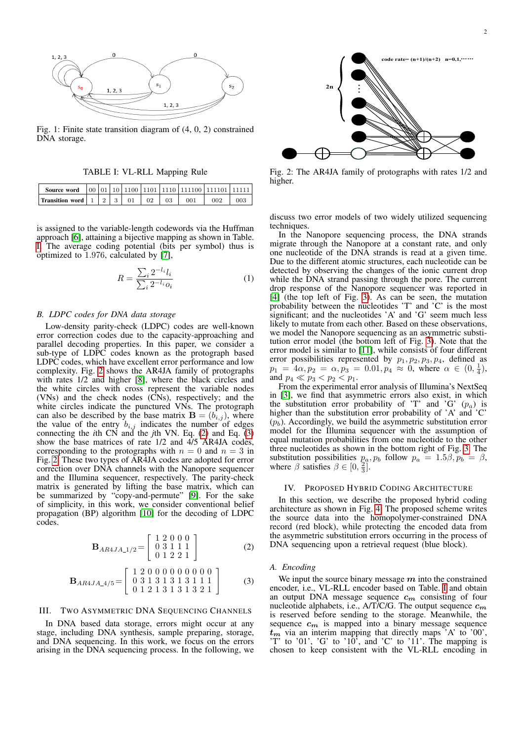Fig. 1: Finite state transition diagram of (4, 0, 2) constrained DNA storage.

TABLE I: VL-RLL Mapping Rule

| Source word | 00 | 01 | 10 | 1100 | 1101 | 1110 | 111100 | 111101 | 11111 |
|---|---|---|---|---|---|---|---|---|---|
| Transition word | 1 | 2 | 3 | 01 | 02 | 03 | 001 | 002 | 003 |

is assigned to the variable-length codewords via the Huffman approach [6], attaining a bijective mapping as shown in Table. I. The average coding potential (bits per symbol) thus is optimized to 1.976, calculated by [7],

$$R = \frac{\sum_i 2^{-l_i} l_i}{\sum_i 2^{-l_i} o_i} \tag{1}$$

### B. LDPC codes for DNA data storage

Low-density parity-check (LDPC) codes are well-known error correction codes due to the capacity-approaching and parallel decoding properties. In this paper, we consider a sub-type of LDPC codes known as the protograph based LDPC codes, which have excellent error performance and low complexity. Fig. 2 shows the AR4JA family of protographs with rates 1/2 and higher [8], where the black circles and the white circles with cross represent the variable nodes (VNs) and the check nodes (CNs), respectively; and the white circles indicate the punctured VNs. The protograph can also be described by the base matrix $\mathbf{B} = (b_{i,j})$, where the value of the entry $b_{i,j}$ indicates the number of edges connecting the $i$th CN and the $j$th VN. Eq. (2) and Eq. (3) show the base matrices of rate 1/2 and 4/5 AR4JA codes, corresponding to the protographs with $n = 0$ and $n = 3$ in Fig. 2. These two types of AR4JA codes are adopted for error correction over DNA channels with the Nanopore sequencer and the Illumina sequencer, respectively. The parity-check matrix is generated by lifting the base matrix, which can be summarized by "copy-and-permute" [9]. For the sake of simplicity, in this work, we consider conventional belief propagation (BP) algorithm [10] for the decoding of LDPC codes.

$$\mathbf{B}_{AR4JA\_1/2} = \begin{bmatrix} 1 & 2 & 0 & 0 & 0 \\ 0 & 3 & 1 & 1 & 1 \\ 0 & 1 & 2 & 2 & 1 \end{bmatrix} \tag{2}$$

$$\mathbf{B}_{AR4JA\_4/5} = \begin{bmatrix} 1 & 2 & 0 & 0 & 0 & 0 & 0 & 0 & 0 & 0 & 0 \\ 0 & 3 & 1 & 3 & 1 & 3 & 1 & 3 & 1 & 1 & 1 \\ 0 & 1 & 2 & 1 & 3 & 1 & 3 & 1 & 3 & 2 & 1 \end{bmatrix} \tag{3}$$

## III. Two Asymmetric DNA Sequencing Channels

In DNA based data storage, errors might occur at any stage, including DNA synthesis, sample preparing, storage, and DNA sequencing. In this work, we focus on the errors arising in the DNA sequencing process. In the following, we discuss two error models of two widely utilized sequencing techniques.

Fig. 2: The AR4JA family of protographs with rates 1/2 and higher.

In the Nanopore sequencing process, the DNA strands migrate through the Nanopore at a constant rate, and only one nucleotide of the DNA strands is read at a given time. Due to the different atomic structures, each nucleotide can be detected by observing the changes of the ionic current drop while the DNA strand passing through the pore. The current drop response of the Nanopore sequencer was reported in [4] (the top left of Fig. 3). As can be seen, the mutation probability between the nucleotides 'T' and 'C' is the most significant; and the nucleotides 'A' and 'G' seem much less likely to mutate from each other. Based on these observations, we model the Nanopore sequencing as an asymmetric substitution error model (the bottom left of Fig. 3). Note that the error model is similar to [11], while consists of four different error possibilities represented by $p_1, p_2, p_3, p_4$, defined as $p_1 = 4\alpha, p_2 = \alpha, p_3 = 0.01, p_4 \approx 0$, where $\alpha \in (0, \frac{1}{4})$, and $p_4 \ll p_3 < p_2 < p_1$.

From the experimental error analysis of Illumina's NextSeq in [3], we find that asymmetric errors also exist, in which the substitution error probability of 'T' and 'G' ($p_a$) is higher than the substitution error probability of 'A' and 'C' ($p_b$). Accordingly, we build the asymmetric substitution error model for the Illumina sequencer with the assumption of equal mutation probabilities from one nucleotide to the other three nucleotides as shown in the bottom right of Fig. 3. The substitution possibilities $p_a, p_b$ follow $p_a = 1.5\beta, p_b = \beta$, where $\beta$ satisfies $\beta \in [0, \frac{2}{3}]$.

## IV. Proposed Hybrid Coding Architecture

In this section, we describe the proposed hybrid coding architecture as shown in Fig. 4. The proposed scheme writes the source data into the homopolymer-constrained DNA record (red block), while protecting the encoded data from the asymmetric substitution errors occurring in the process of DNA sequencing upon a retrieval request (blue block).

### A. Encoding

We input the source binary message $\boldsymbol{m}$ into the constrained encoder, i.e., VL-RLL encoder based on Table. I and obtain an output DNA message sequence $\boldsymbol{c_m}$ consisting of four nucleotide alphabets, i.e., A/T/C/G. The output sequence $\boldsymbol{c_m}$ is reserved before sending to the storage. Meanwhile, the sequence $\boldsymbol{c_m}$ is mapped into a binary message sequence $\boldsymbol{t_m}$ via an interim mapping that directly maps 'A' to '00', 'T' to '01', 'G' to '10', and 'C' to '11'. The mapping is chosen to keep consistent with the VL-RLL encoding in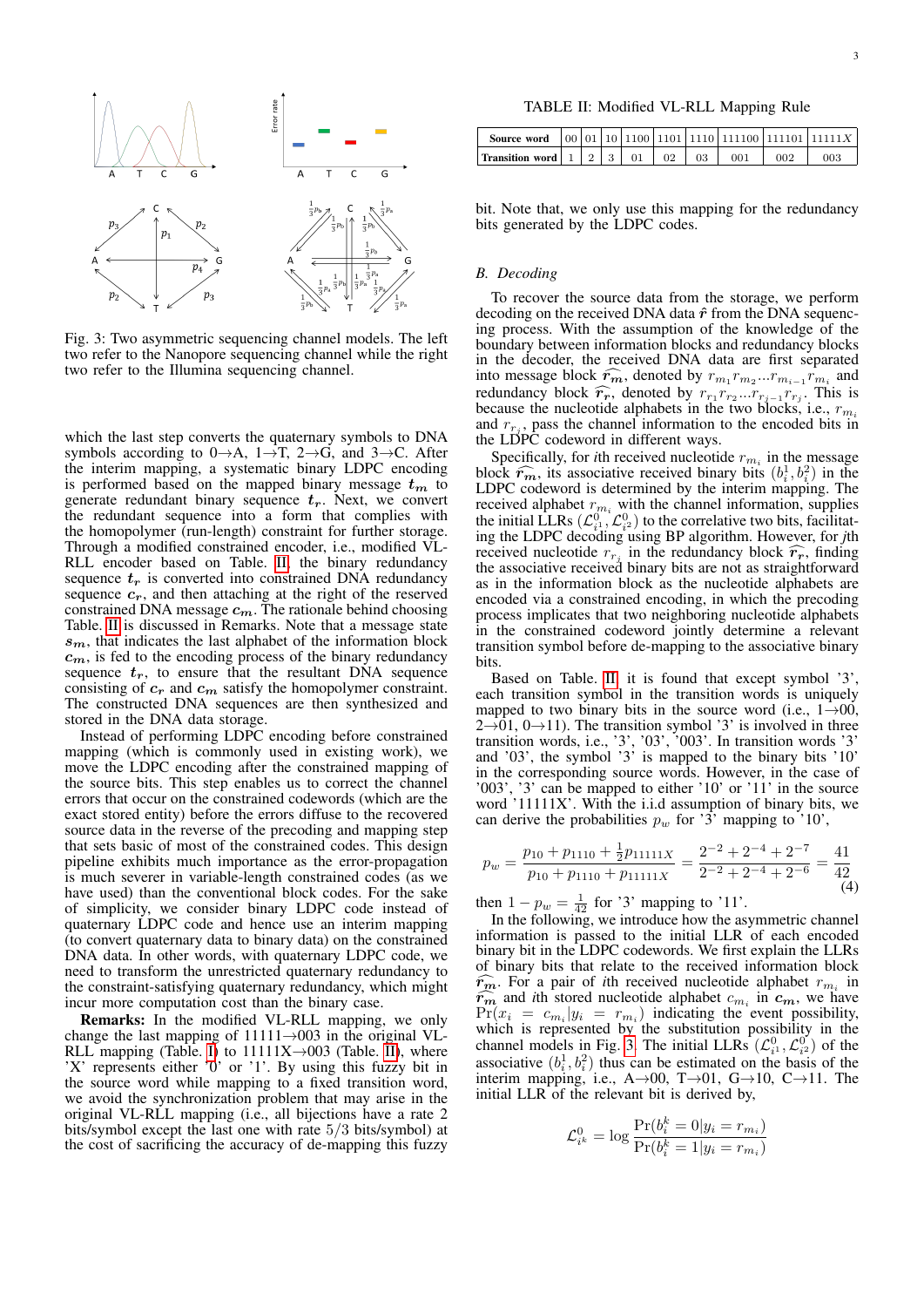Fig. 3: Two asymmetric sequencing channel models. The left two refer to the Nanopore sequencing channel while the right two refer to the Illumina sequencing channel.

which the last step converts the quaternary symbols to DNA symbols according to 0→A, 1→T, 2→G, and 3→C. After the interim mapping, a systematic binary LDPC encoding is performed based on the mapped binary message $\boldsymbol{t_m}$ to generate redundant binary sequence $\boldsymbol{t}_r$. Next, we convert the redundant sequence into a form that complies with the homopolymer (run-length) constraint for further storage. Through a modified constrained encoder, i.e., modified VL-RLL encoder based on Table. II, the binary redundancy sequence $\boldsymbol{t_r}$ is converted into constrained DNA redundancy sequence $\boldsymbol{c_r}$, and then attaching at the right of the reserved constrained DNA message $\boldsymbol{c_m}$. The rationale behind choosing Table. II is discussed in Remarks. Note that a message state $\boldsymbol{s_m}$, that indicates the last alphabet of the information block $\boldsymbol{c_m}$, is fed to the encoding process of the binary redundancy sequence $\boldsymbol{t_r}$, to ensure that the resultant DNA sequence consisting of $\boldsymbol{c_r}$ and $\boldsymbol{c_m}$ satisfy the homopolymer constraint. The constructed DNA sequences are then synthesized and stored in the DNA data storage.

Instead of performing LDPC encoding before constrained mapping (which is commonly used in existing work), we move the LDPC encoding after the constrained mapping of the source bits. This step enables us to correct the channel errors that occur on the constrained codewords (which are the exact stored entity) before the errors diffuse to the recovered source data in the reverse of the precoding and mapping step that sets basic of most of the constrained codes. This design pipeline exhibits much importance as the error-propagation is much severer in variable-length constrained codes (as we have used) than the conventional block codes. For the sake of simplicity, we consider binary LDPC code instead of quaternary LDPC code and hence use an interim mapping (to convert quaternary data to binary data) on the constrained DNA data. In other words, with quaternary LDPC code, we need to transform the unrestricted quaternary redundancy to the constraint-satisfying quaternary redundancy, which might incur more computation cost than the binary case.

**Remarks:** In the modified VL-RLL mapping, we only change the last mapping of 11111→003 in the original VL-RLL mapping (Table. I) to 11111X→003 (Table. II), where 'X' represents either '0' or '1'. By using this fuzzy bit in the source word while mapping to a fixed transition word, we avoid the synchronization problem that may arise in the original VL-RLL mapping (i.e., all bijections have a rate 2 bits/symbol except the last one with rate 5/3 bits/symbol) at the cost of sacrificing the accuracy of de-mapping this fuzzy bit. Note that, we only use this mapping for the redundancy bits generated by the LDPC codes.

TABLE II: Modified VL-RLL Mapping Rule

| Source word | 00 | 01 | 10 | 1100 | 1101 | 1110 | 111100 | 111101 | 11111X |
|---|---|---|---|---|---|---|---|---|---|
| Transition word | 1 | 2 | 3 | 01 | 02 | 03 | 001 | 002 | 003 |

### B. Decoding

To recover the source data from the storage, we perform decoding on the received DNA data $\hat{\boldsymbol{r}}$ from the DNA sequencing process. With the assumption of the knowledge of the boundary between information blocks and redundancy blocks in the decoder, the received DNA data are first separated into message block $\widehat{\boldsymbol{r_m}}$, denoted by $r_{m_1}r_{m_2}...r_{m_{i-1}}r_{m_i}$ and redundancy block $\widehat{\boldsymbol{r_r}}$, denoted by $r_{r_1}r_{r_2}...r_{r_{j-1}}r_{r_j}$. This is because the nucleotide alphabets in the two blocks, i.e., $r_{m_i}$ and $r_{r_j}$, pass the channel information to the encoded bits in the LDPC codeword in different ways.

Specifically, for $i$th received nucleotide $r_{m_i}$ in the message block $\widehat{\boldsymbol{r_m}}$, its associative received binary bits $(b_i^1, b_i^2)$ in the LDPC codeword is determined by the interim mapping. The received alphabet $r_{m_i}$ with the channel information, supplies the initial LLRs $(\mathcal{L}_{i^1}^0, \mathcal{L}_{i^2}^0)$ to the correlative two bits, facilitating the LDPC decoding using BP algorithm. However, for $j$th received nucleotide $r_{r_j}$ in the redundancy block $\widehat{\boldsymbol{r_r}}$, finding the associative received binary bits are not as straightforward as in the information block as the nucleotide alphabets are encoded via a constrained encoding, in which the precoding process implicates that two neighboring nucleotide alphabets in the constrained codeword jointly determine a relevant transition symbol before de-mapping to the associative binary bits.

Based on Table. II it is found that except symbol '3', each transition symbol in the transition words is uniquely mapped to two binary bits in the source word (i.e., 1→00, 2→01, 0→11). The transition symbol '3' is involved in three transition words, i.e., '3', '03', '003'. In transition words '3' and '03', the symbol '3' is mapped to the binary bits '10' in the corresponding source words. However, in the case of '003', '3' can be mapped to either '10' or '11' in the source word '11111X'. With the i.i.d assumption of binary bits, we can derive the probabilities $p_w$ for '3' mapping to '10',

$$p_w = \frac{p_{10} + p_{1110} + \frac{1}{2}p_{11111X}}{p_{10} + p_{1110} + p_{11111X}} = \frac{2^{-2} + 2^{-4} + 2^{-7}}{2^{-2} + 2^{-4} + 2^{-6}} = \frac{41}{42} \tag{4}$$

then $1 - p_w = \frac{1}{42}$ for '3' mapping to '11'.

In the following, we introduce how the asymmetric channel information is passed to the initial LLR of each encoded binary bit in the LDPC codewords. We first explain the LLRs of binary bits that relate to the received information block $\widehat{\boldsymbol{r_m}}$. For a pair of $i$th received nucleotide $r_{m_i}$ in $\widehat{\boldsymbol{r_m}}$ and $i$th stored nucleotide alphabet $c_{m_i}$ in $\boldsymbol{c_m}$, we have $\Pr(x_i = c_{m_i}|y_i = r_{m_i})$ indicating the event possibility, which is represented by the substitution possibility in the channel models in Fig. 3. The initial LLRs $(\mathcal{L}_{i^1}^0, \mathcal{L}_{i^2}^0)$ of the associative $(b_i^1, b_i^2)$ thus can be estimated on the basis of the interim mapping, i.e., A→00, T→01, G→10, C→11. The initial LLR of the relevant bit is derived by,

$$\mathcal{L}_{i^k}^0 = \log \frac{\Pr(b_i^k = 0|y_i = r_{m_i})}{\Pr(b_i^k = 1|y_i = r_{m_i})}$$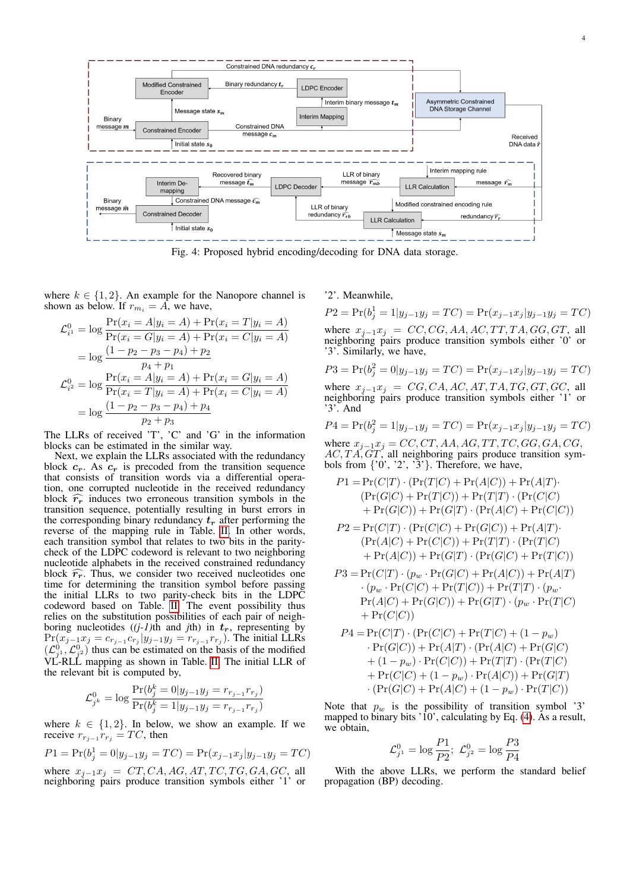Fig. 4: Proposed hybrid encoding/decoding for DNA data storage.

where $k \in \{1, 2\}$. An example for the Nanopore channel is shown as below. If $r_{m_i} = A$, we have,

$$\mathcal{L}^0_{i^1} = \log \frac{\Pr(x_i = A|y_i = A) + \Pr(x_i = T|y_i = A)}{\Pr(x_i = G|y_i = A) + \Pr(x_i = C|y_i = A)}$$
$$= \log \frac{(1 - p_2 - p_3 - p_4) + p_2}{p_4 + p_1}$$
$$\mathcal{L}^0_{i^2} = \log \frac{\Pr(x_i = A|y_i = A) + \Pr(x_i = G|y_i = A)}{\Pr(x_i = T|y_i = A) + \Pr(x_i = C|y_i = A)}$$
$$= \log \frac{(1 - p_2 - p_3 - p_4) + p_4}{p_2 + p_3}$$

The LLRs of received 'T', 'C' and 'G' in the information blocks can be estimated in the similar way.

Next, we explain the LLRs associated with the redundancy block $\boldsymbol{c_r}$. As $\boldsymbol{c_r}$ is precoded from the transition sequence that consists of transition words via a differential operation, one corrupted nucleotide in the received redundancy block $\widehat{\boldsymbol{r_r}}$ induces two erroneous transition symbols in the transition sequence, potentially resulting in burst errors in the corresponding binary redundancy $\boldsymbol{t_r}$ after performing the reverse of the mapping rule in Table. II. In other words, each transition symbol that relates to two bits in the parity-check of the LDPC codeword is relevant to two neighboring nucleotide alphabets in the received constrained redundancy block $\widehat{\boldsymbol{r_r}}$. Thus, we consider two received nucleotides one time for determining the transition symbol before passing the initial LLRs to two parity-check bits in the LDPC codeword based on Table. II. The event possibility thus relies on the substitution possibilities of each pair of neighboring nucleotides (($j$-1)th and $j$th) in $\boldsymbol{t_r}$, representing by $\Pr(x_{j-1}x_j = c_{r_{j-1}}c_{r_j}|y_{j-1}y_j = r_{r_{j-1}}r_{r_j})$. The initial LLRs $(\mathcal{L}^0_{j^1}, \mathcal{L}^0_{j^2})$ thus can be estimated on the basis of the modified VL-RLL mapping as shown in Table. II. The initial LLR of the relevant bit is computed by,

$$\mathcal{L}^0_{j^k} = \log \frac{\Pr(b^k_j = 0|y_{j-1}y_j = r_{r_{j-1}}r_{r_j})}{\Pr(b^k_j = 1|y_{j-1}y_j = r_{r_{j-1}}r_{r_j})}$$

where $k \in \{1, 2\}$. In below, we show an example. If we receive $r_{r_{j-1}}r_{r_j} = TC$, then

$$P1 = \Pr(b^1_j = 0|y_{j-1}y_j = TC) = \Pr(x_{j-1}x_j|y_{j-1}y_j = TC)$$

where $x_{j-1}x_j = CT, CA, AG, AT, TC, TG, GA, GC$, all neighboring pairs produce transition symbols either '1' or '2'. Meanwhile,

$$P2 = \Pr(b^1_j = 1|y_{j-1}y_j = TC) = \Pr(x_{j-1}x_j|y_{j-1}y_j = TC)$$

where $x_{j-1}x_j = CC, CG, AA, AC, TT, TA, GG, GT$, all neighboring pairs produce transition symbols either '0' or '3'. Similarly, we have,

$$P3 = \Pr(b^2_j = 0|y_{j-1}y_j = TC) = \Pr(x_{j-1}x_j|y_{j-1}y_j = TC)$$

where $x_{j-1}x_j = CG, CA, AC, AT, TA, TG, GT, GC$, all neighboring pairs produce transition symbols either '1' or '3'. And

$$P4 = \Pr(b^2_j = 1|y_{j-1}y_j = TC) = \Pr(x_{j-1}x_j|y_{j-1}y_j = TC)$$

where $x_{j-1}x_j = CC, CT, AA, AG, TT, TC, GG, GA, CG, AC, TA, GT$, all neighboring pairs produce transition symbols from {'0', '2', '3'}. Therefore, we have,

$$\begin{aligned}
P1 = &\Pr(C|T) \cdot (\Pr(T|C) + \Pr(A|C)) + \Pr(A|T) \cdot \\
&(\Pr(G|C) + \Pr(T|C)) + \Pr(T|T) \cdot (\Pr(C|C) \\
&+ \Pr(G|C)) + \Pr(G|T) \cdot (\Pr(A|C) + \Pr(C|C))
\end{aligned}$$

$$\begin{aligned}
P2 = &\Pr(C|T) \cdot (\Pr(C|C) + \Pr(G|C)) + \Pr(A|T) \cdot \\
&(\Pr(A|C) + \Pr(C|C)) + \Pr(T|T) \cdot (\Pr(T|C) \\
&+ \Pr(A|C)) + \Pr(G|T) \cdot (\Pr(G|C) + \Pr(T|C))
\end{aligned}$$

$$\begin{aligned}
P3 = &\Pr(C|T) \cdot (p_w \cdot \Pr(G|C) + \Pr(A|C)) + \Pr(A|T) \\
&\cdot (p_w \cdot \Pr(C|C) + \Pr(T|C)) + \Pr(T|T) \cdot (p_w \cdot \\
&\Pr(A|C) + \Pr(G|C)) + \Pr(G|T) \cdot (p_w \cdot \Pr(T|C) \\
&+ \Pr(C|C))
\end{aligned}$$

$$\begin{aligned}
P4 = &\Pr(C|T) \cdot (\Pr(C|C) + \Pr(T|C) + (1 - p_w) \\
&\cdot \Pr(G|C)) + \Pr(A|T) \cdot (\Pr(A|C) + \Pr(G|C) \\
&+ (1 - p_w) \cdot \Pr(C|C)) + \Pr(T|T) \cdot (\Pr(T|C) \\
&+ \Pr(C|C) + (1 - p_w) \cdot \Pr(A|C)) + \Pr(G|T) \\
&\cdot (\Pr(G|C) + \Pr(A|C) + (1 - p_w) \cdot \Pr(T|C))
\end{aligned}$$

Note that $p_w$ is the possibility of transition symbol '3' mapped to binary bits '10', calculating by Eq. (4). As a result, we obtain,

$$\mathcal{L}^0_{j^1} = \log \frac{P1}{P2}; \ \mathcal{L}^0_{j^2} = \log \frac{P3}{P4}$$

With the above LLRs, we perform the standard belief propagation (BP) decoding.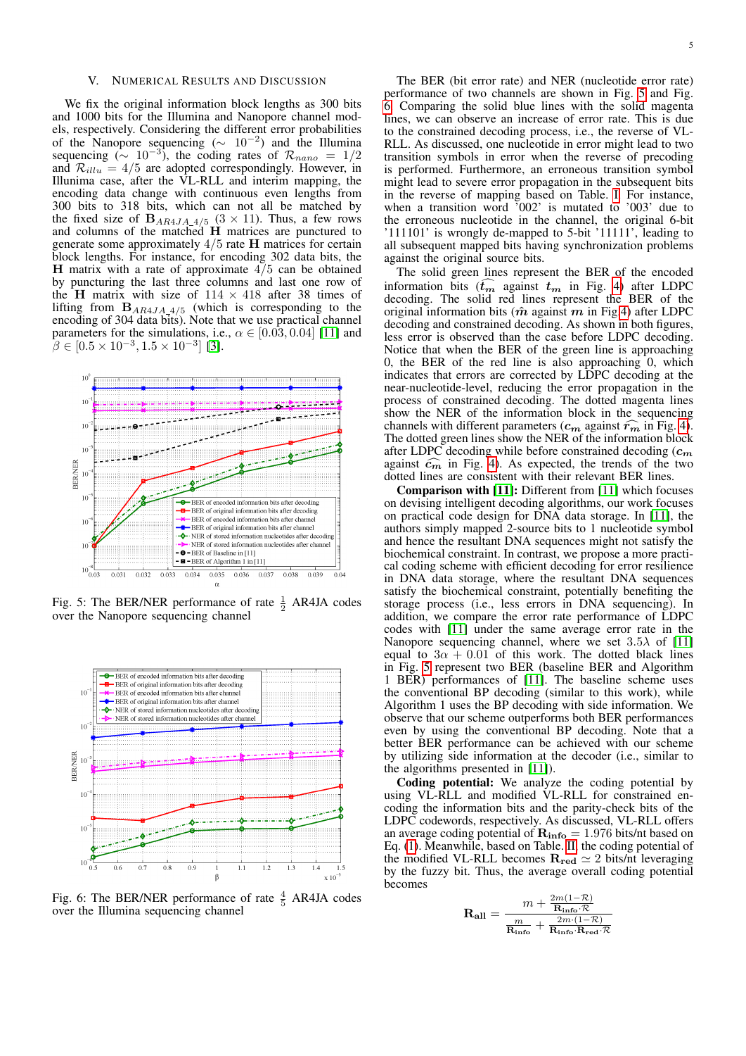## V. Numerical Results and Discussion

We fix the original information block lengths as 300 bits and 1000 bits for the Illumina and Nanopore channel models, respectively. Considering the different error probabilities of the Nanopore sequencing ($\sim 10^{-2}$) and the Illumina sequencing ($\sim 10^{-3}$), the coding rates of $\mathcal{R}_{nano} = 1/2$ and $\mathcal{R}_{illu} = 4/5$ are adopted correspondingly. However, in Illumina case, after the VL-RLL and interim mapping, the encoding data change with continuous even lengths from 300 bits to 318 bits, which can not all be matched by the fixed size of $\mathbf{B}_{AR4JA\_4/5}$ ($3 \times 11$). Thus, a few rows and columns of the matched $\mathbf{H}$ matrices are punctured to generate some approximately $4/5$ rate $\mathbf{H}$ matrices for certain block lengths. For instance, for encoding 302 data bits, the $\mathbf{H}$ matrix with a rate of approximate $4/5$ can be obtained by puncturing the last three columns and last one row of the $\mathbf{H}$ matrix with size of $114 \times 418$ after 38 times of lifting from $\mathbf{B}_{AR4JA\_4/5}$ (which is corresponding to the encoding of 304 data bits). Note that we use practical channel parameters for the simulations, i.e., $\alpha \in [0.03, 0.04]$ [11] and $\beta \in [0.5 \times 10^{-3}, 1.5 \times 10^{-3}]$ [3].

Fig. 5: The BER/NER performance of rate $\frac{1}{2}$ AR4JA codes over the Nanopore sequencing channel

Fig. 6: The BER/NER performance of rate $\frac{4}{5}$ AR4JA codes over the Illumina sequencing channel

The BER (bit error rate) and NER (nucleotide error rate) performance of two channels are shown in Fig. 5 and Fig. 6. Comparing the solid blue lines with the solid magenta lines, we can observe an increase of error rate. This is due to the constrained decoding process, i.e., the reverse of VL-RLL. As discussed, one nucleotide in error might lead to two transition symbols in error when the reverse of precoding is performed. Furthermore, an erroneous transition symbol might lead to severe error propagation in the subsequent bits in the reverse of mapping based on Table. I. For instance, when a transition word '002' is mutated to '003' due to the erroneous nucleotide in the channel, the original 6-bit '111101' is wrongly de-mapped to 5-bit '11111', leading to all subsequent mapped bits having synchronization problems against the original source bits.

The solid green lines represent the BER of the encoded information bits ($\widehat{t_m}$ against $t_m$ in Fig. 4) after LDPC decoding. The solid red lines represent the BER of the original information bits ($\hat{m}$ against $m$ in Fig.4) after LDPC decoding and constrained decoding. As shown in both figures, less error is observed than the case before LDPC decoding. Notice that when the BER of the green line is approaching 0, the BER of the red line is also approaching 0, which indicates that errors are corrected by LDPC decoding at the near-nucleotide-level, reducing the error propagation in the process of constrained decoding. The dotted magenta lines show the NER of the information block in the sequencing channels with different parameters ($c_m$ against $\widehat{r_m}$ in Fig. 4). The dotted green lines show the NER of the information block after LDPC decoding while before constrained decoding ($c_m$ against $\widehat{c_m}$ in Fig. 4). As expected, the trends of the two dotted lines are consistent with their relevant BER lines.

**Comparison with [11]:** Different from [11] which focuses on devising intelligent decoding algorithms, our work focuses on practical code design for DNA data storage. In [11], the authors simply mapped 2-source bits to 1 nucleotide symbol and hence the resultant DNA sequences might not satisfy the biochemical constraint. In contrast, we propose a more practical coding scheme with efficient decoding for error resilience in DNA data storage, where the resultant DNA sequences satisfy the biochemical constraint, potentially benefiting the storage process (i.e., less errors in DNA sequencing). In addition, we compare the error rate performance of LDPC codes with [11] under the same average error rate in the Nanopore sequencing channel, where we set $3.5\lambda$ of [11] equal to $3\alpha + 0.01$ of this work. The dotted black lines in Fig. 5 represent two BER (baseline BER and Algorithm 1 BER) performances of [11]. The baseline scheme uses the conventional BP decoding (similar to this work), while Algorithm 1 uses the BP decoding with side information. We observe that our scheme outperforms both BER performances even by using the conventional BP decoding. Note that a better BER performance can be achieved with our scheme by utilizing side information at the decoder (i.e., similar to the algorithms presented in [11]).

**Coding potential:** We analyze the coding potential by using VL-RLL and modified VL-RLL for constrained encoding the information bits and the parity-check bits of the LDPC codewords, respectively. As discussed, VL-RLL offers an average coding potential of $\mathbf{R_{info}} = 1.976$ bits/nt based on Eq. (1). Meanwhile, based on Table. II, the coding potential of the modified VL-RLL becomes $\mathbf{R_{red}} \simeq 2$ bits/nt leveraging by the fuzzy bit. Thus, the average overall coding potential becomes

$$\mathbf{R_{all}} = \frac{m + \frac{2m(1-\mathcal{R})}{\mathbf{R_{info}} \cdot \mathcal{R}}}{\frac{m}{\mathbf{R_{info}}} + \frac{2m \cdot (1-\mathcal{R})}{\mathbf{R_{info}} \cdot \mathbf{R_{red}} \cdot \mathcal{R}}}$$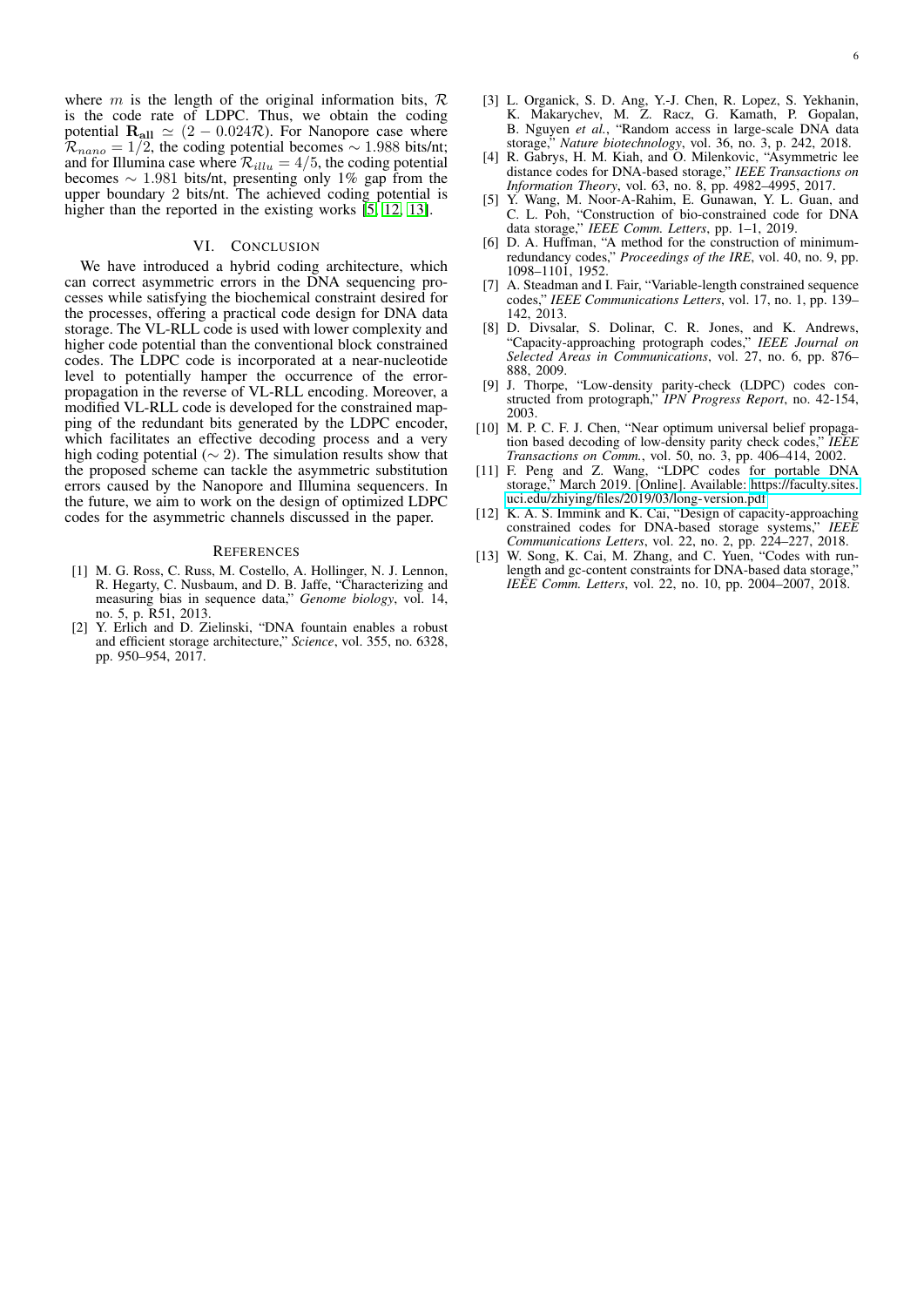where $m$ is the length of the original information bits, $\mathcal{R}$ is the code rate of LDPC. Thus, we obtain the coding potential $\mathbf{R_{all}} \simeq (2 - 0.024\mathcal{R})$. For Nanopore case where $\mathcal{R}_{nano} = 1/2$, the coding potential becomes $\sim 1.988$ bits/nt; and for Illumina case where $\mathcal{R}_{illu} = 4/5$, the coding potential becomes $\sim 1.981$ bits/nt, presenting only 1% gap from the upper boundary 2 bits/nt. The achieved coding potential is higher than the reported in the existing works [5, 12, 13].

## VI. Conclusion

We have introduced a hybrid coding architecture, which can correct asymmetric errors in the DNA sequencing processes while satisfying the biochemical constraint desired for the processes, offering a practical code design for DNA data storage. The VL-RLL code is used with lower complexity and higher code potential than the conventional block constrained codes. The LDPC code is incorporated at a near-nucleotide level to potentially hamper the occurrence of the error-propagation in the reverse of VL-RLL encoding. Moreover, a modified VL-RLL code is developed for the constrained mapping of the redundant bits generated by the LDPC encoder, which facilitates an effective decoding process and a very high coding potential ($\sim 2$). The simulation results show that the proposed scheme can tackle the asymmetric substitution errors caused by the Nanopore and Illumina sequencers. In the future, we aim to work on the design of optimized LDPC codes for the asymmetric channels discussed in the paper.

## References

[1] M. G. Ross, C. Russ, M. Costello, A. Hollinger, N. J. Lennon, R. Hegarty, C. Nusbaum, and D. B. Jaffe, "Characterizing and measuring bias in sequence data," *Genome biology*, vol. 14, no. 5, p. R51, 2013.

[2] Y. Erlich and D. Zielinski, "DNA fountain enables a robust and efficient storage architecture," *Science*, vol. 355, no. 6328, pp. 950–954, 2017.

[3] L. Organick, S. D. Ang, Y.-J. Chen, R. Lopez, S. Yekhanin, K. Makarychev, M. Z. Racz, G. Kamath, P. Gopalan, B. Nguyen *et al.*, "Random access in large-scale DNA data storage," *Nature biotechnology*, vol. 36, no. 3, p. 242, 2018.

[4] R. Gabrys, H. M. Kiah, and O. Milenkovic, "Asymmetric lee distance codes for DNA-based storage," *IEEE Transactions on Information Theory*, vol. 63, no. 8, pp. 4982–4995, 2017.

[5] Y. Wang, M. Noor-A-Rahim, E. Gunawan, Y. L. Guan, and C. L. Poh, "Construction of bio-constrained code for DNA data storage," *IEEE Comm. Letters*, pp. 1–1, 2019.

[6] D. A. Huffman, "A method for the construction of minimum-redundancy codes," *Proceedings of the IRE*, vol. 40, no. 9, pp. 1098–1101, 1952.

[7] A. Steadman and I. Fair, "Variable-length constrained sequence codes," *IEEE Communications Letters*, vol. 17, no. 1, pp. 139–142, 2013.

[8] D. Divsalar, S. Dolinar, C. R. Jones, and K. Andrews, "Capacity-approaching protograph codes," *IEEE Journal on Selected Areas in Communications*, vol. 27, no. 6, pp. 876–888, 2009.

[9] J. Thorpe, "Low-density parity-check (LDPC) codes constructed from protograph," *IPN Progress Report*, no. 42-154, 2003.

[10] M. P. C. F. J. Chen, "Near optimum universal belief propagation based decoding of low-density parity check codes," *IEEE Transactions on Comm.*, vol. 50, no. 3, pp. 406–414, 2002.

[11] F. Peng and Z. Wang, "LDPC codes for portable DNA storage," March 2019. [Online]. Available: https://faculty.sites.uci.edu/zhiying/files/2019/03/long-version.pdf

[12] K. A. S. Immink and K. Cai, "Design of capacity-approaching constrained codes for DNA-based storage systems," *IEEE Communications Letters*, vol. 22, no. 2, pp. 224–227, 2018.

[13] W. Song, K. Cai, M. Zhang, and C. Yuen, "Codes with run-length and gc-content constraints for DNA-based data storage," *IEEE Comm. Letters*, vol. 22, no. 10, pp. 2004–2007, 2018.